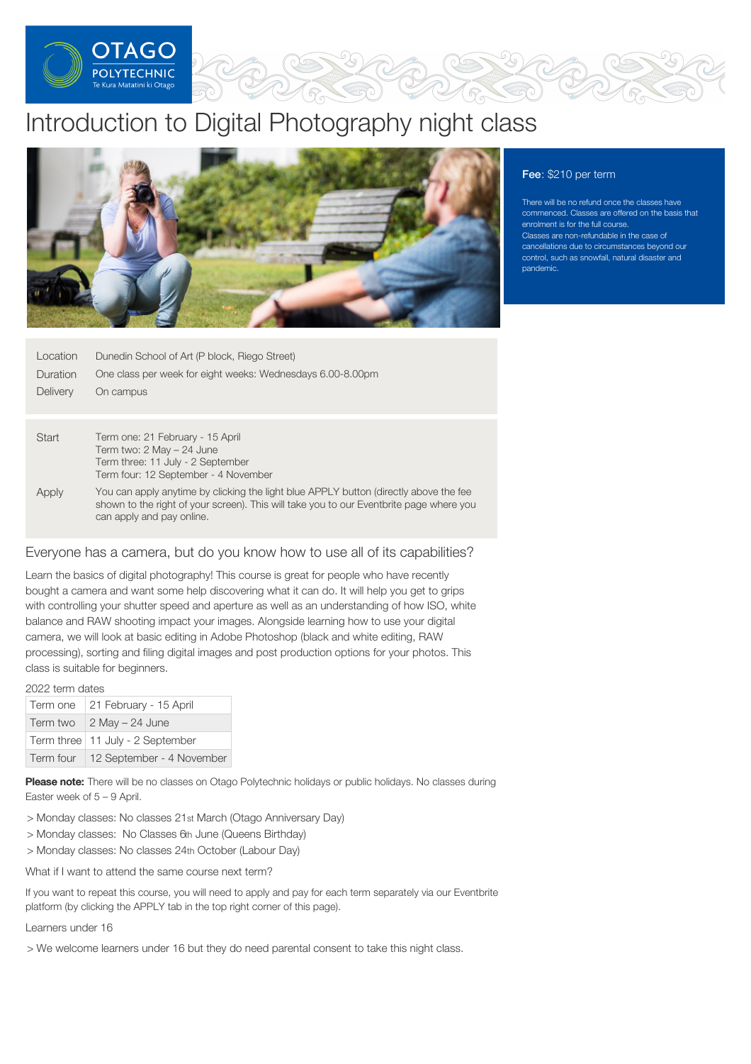# Introduction to Digital Photography night class

**Fee**: $210 per term

There will be no refund once the classes have commenced. Classes are offered on the basis that enrolment is for the full course.
Classes are non-refundable in the case of cancellations due to circumstances beyond our control, such as snowfall, natural disaster and pandemic.

| | |
|---|---|
| Location | Dunedin School of Art (P block, Riego Street) |
| Duration | One class per week for eight weeks: Wednesdays 6.00-8.00pm |
| Delivery | On campus |

| | |
|---|---|
| Start | Term one: 21 February - 15 April<br>Term two: 2 May – 24 June<br>Term three: 11 July - 2 September<br>Term four: 12 September - 4 November |
| Apply | You can apply anytime by clicking the light blue APPLY button (directly above the fee shown to the right of your screen). This will take you to our Eventbrite page where you can apply and pay online. |

## Everyone has a camera, but do you know how to use all of its capabilities?

Learn the basics of digital photography! This course is great for people who have recently bought a camera and want some help discovering what it can do. It will help you get to grips with controlling your shutter speed and aperture as well as an understanding of how ISO, white balance and RAW shooting impact your images. Alongside learning how to use your digital camera, we will look at basic editing in Adobe Photoshop (black and white editing, RAW processing), sorting and filing digital images and post production options for your photos. This class is suitable for beginners.

2022 term dates

| | |
|---|---|
| Term one | 21 February - 15 April |
| Term two | 2 May – 24 June |
| Term three | 11 July - 2 September |
| Term four | 12 September - 4 November |

**Please note:** There will be no classes on Otago Polytechnic holidays or public holidays. No classes during Easter week of 5 – 9 April.

> Monday classes: No classes 21st March (Otago Anniversary Day)
> Monday classes: No Classes 6th June (Queens Birthday)
> Monday classes: No classes 24th October (Labour Day)

What if I want to attend the same course next term?

If you want to repeat this course, you will need to apply and pay for each term separately via our Eventbrite platform (by clicking the APPLY tab in the top right corner of this page).

Learners under 16

> We welcome learners under 16 but they do need parental consent to take this night class.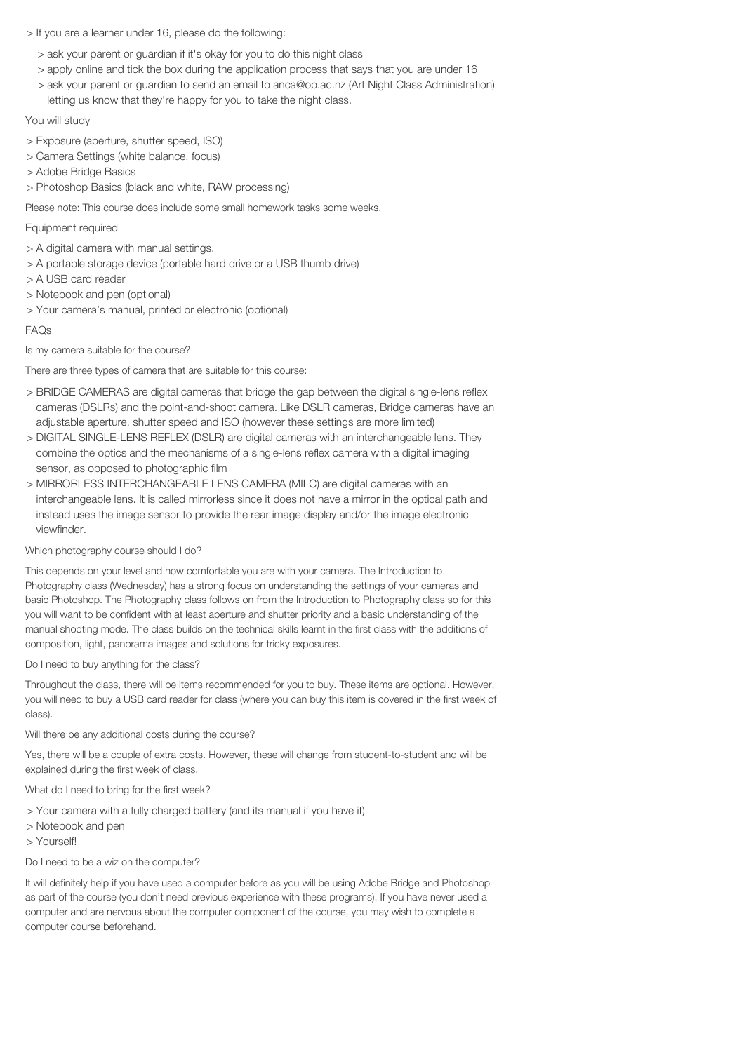> If you are a learner under 16, please do the following:

> ask your parent or guardian if it's okay for you to do this night class
> apply online and tick the box during the application process that says that you are under 16
> ask your parent or guardian to send an email to anca@op.ac.nz (Art Night Class Administration) letting us know that they're happy for you to take the night class.

You will study

> Exposure (aperture, shutter speed, ISO)
> Camera Settings (white balance, focus)
> Adobe Bridge Basics
> Photoshop Basics (black and white, RAW processing)

Please note: This course does include some small homework tasks some weeks.

Equipment required

> A digital camera with manual settings.
> A portable storage device (portable hard drive or a USB thumb drive)
> A USB card reader
> Notebook and pen (optional)
> Your camera's manual, printed or electronic (optional)

FAQs

Is my camera suitable for the course?

There are three types of camera that are suitable for this course:

> BRIDGE CAMERAS are digital cameras that bridge the gap between the digital single-lens reflex cameras (DSLRs) and the point-and-shoot camera. Like DSLR cameras, Bridge cameras have an adjustable aperture, shutter speed and ISO (however these settings are more limited)
> DIGITAL SINGLE-LENS REFLEX (DSLR) are digital cameras with an interchangeable lens. They combine the optics and the mechanisms of a single-lens reflex camera with a digital imaging sensor, as opposed to photographic film
> MIRRORLESS INTERCHANGEABLE LENS CAMERA (MILC) are digital cameras with an interchangeable lens. It is called mirrorless since it does not have a mirror in the optical path and instead uses the image sensor to provide the rear image display and/or the image electronic viewfinder.

Which photography course should I do?

This depends on your level and how comfortable you are with your camera. The Introduction to Photography class (Wednesday) has a strong focus on understanding the settings of your cameras and basic Photoshop. The Photography class follows on from the Introduction to Photography class so for this you will want to be confident with at least aperture and shutter priority and a basic understanding of the manual shooting mode. The class builds on the technical skills learnt in the first class with the additions of composition, light, panorama images and solutions for tricky exposures.

Do I need to buy anything for the class?

Throughout the class, there will be items recommended for you to buy. These items are optional. However, you will need to buy a USB card reader for class (where you can buy this item is covered in the first week of class).

Will there be any additional costs during the course?

Yes, there will be a couple of extra costs. However, these will change from student-to-student and will be explained during the first week of class.

What do I need to bring for the first week?

> Your camera with a fully charged battery (and its manual if you have it)
> Notebook and pen
> Yourself!

Do I need to be a wiz on the computer?

It will definitely help if you have used a computer before as you will be using Adobe Bridge and Photoshop as part of the course (you don't need previous experience with these programs). If you have never used a computer and are nervous about the computer component of the course, you may wish to complete a computer course beforehand.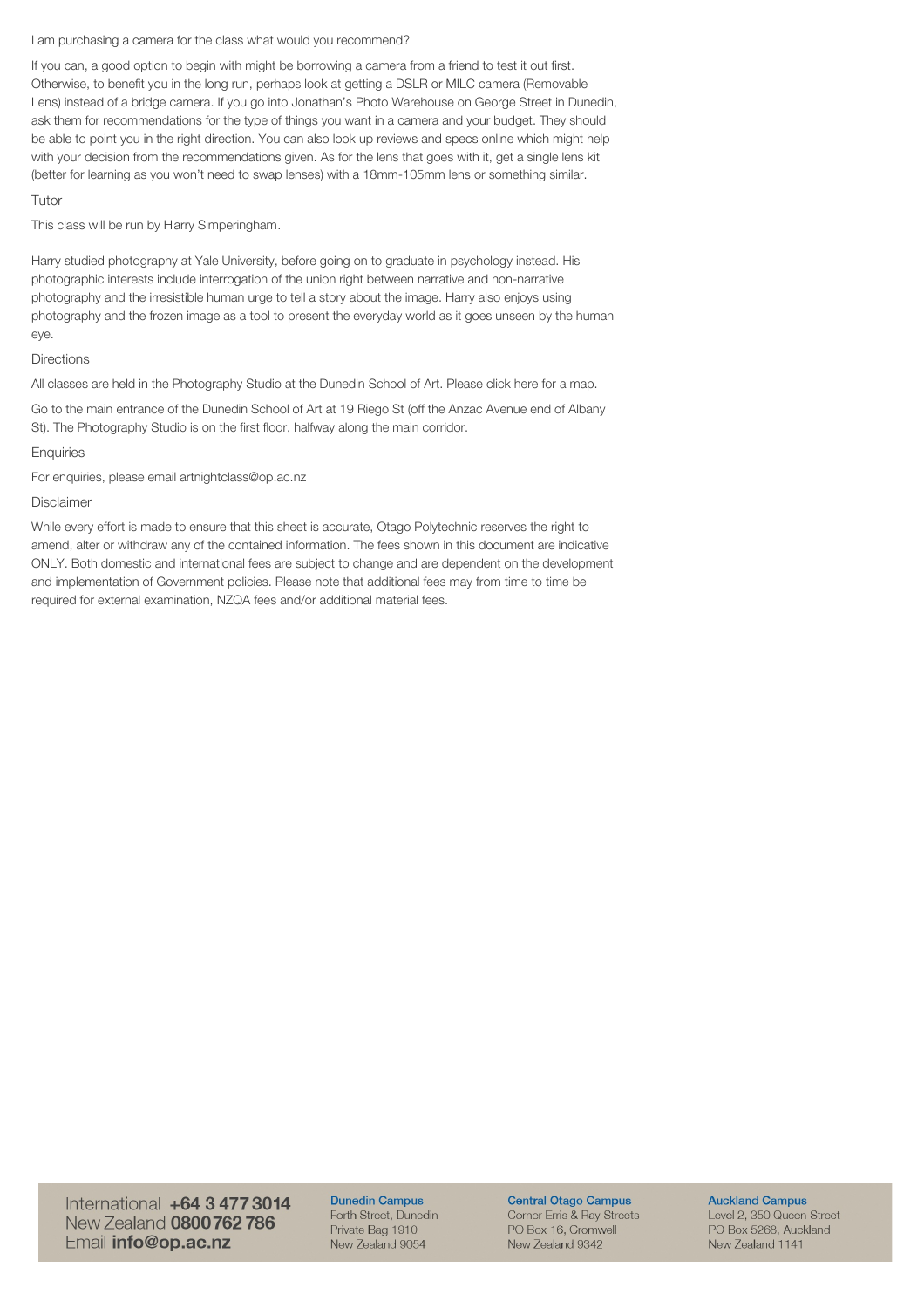I am purchasing a camera for the class what would you recommend?

If you can, a good option to begin with might be borrowing a camera from a friend to test it out first. Otherwise, to benefit you in the long run, perhaps look at getting a DSLR or MILC camera (Removable Lens) instead of a bridge camera. If you go into Jonathan's Photo Warehouse on George Street in Dunedin, ask them for recommendations for the type of things you want in a camera and your budget. They should be able to point you in the right direction. You can also look up reviews and specs online which might help with your decision from the recommendations given. As for the lens that goes with it, get a single lens kit (better for learning as you won't need to swap lenses) with a 18mm-105mm lens or something similar.

## Tutor

This class will be run by Harry Simperingham.

Harry studied photography at Yale University, before going on to graduate in psychology instead. His photographic interests include interrogation of the union right between narrative and non-narrative photography and the irresistible human urge to tell a story about the image. Harry also enjoys using photography and the frozen image as a tool to present the everyday world as it goes unseen by the human eye.

## Directions

All classes are held in the Photography Studio at the Dunedin School of Art. Please click here for a map.

Go to the main entrance of the Dunedin School of Art at 19 Riego St (off the Anzac Avenue end of Albany St). The Photography Studio is on the first floor, halfway along the main corridor.

## Enquiries

For enquiries, please email artnightclass@op.ac.nz

## Disclaimer

While every effort is made to ensure that this sheet is accurate, Otago Polytechnic reserves the right to amend, alter or withdraw any of the contained information. The fees shown in this document are indicative ONLY. Both domestic and international fees are subject to change and are dependent on the development and implementation of Government policies. Please note that additional fees may from time to time be required for external examination, NZQA fees and/or additional material fees.

International **+64 3 477 3014**
New Zealand **0800 762 786**
Email **info@op.ac.nz**

**Dunedin Campus**
Forth Street, Dunedin
Private Bag 1910
New Zealand 9054

**Central Otago Campus**
Corner Erris & Ray Streets
PO Box 16, Cromwell
New Zealand 9342

**Auckland Campus**
Level 2, 350 Queen Street
PO Box 5268, Auckland
New Zealand 1141